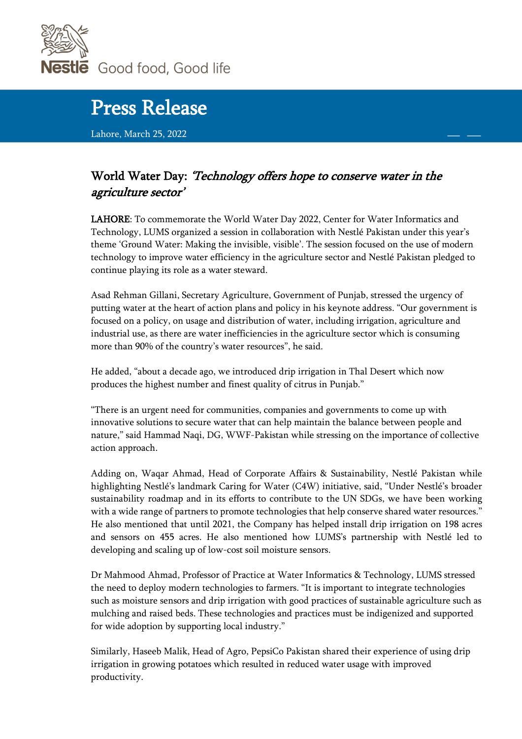Nestlé Good food, Good life

# Press Release

Lahore, March 25, 2022

## World Water Day: *'Technology offers hope to conserve water in the agriculture sector'*

**LAHORE**: To commemorate the World Water Day 2022, Center for Water Informatics and Technology, LUMS organized a session in collaboration with Nestlé Pakistan under this year's theme 'Ground Water: Making the invisible, visible'. The session focused on the use of modern technology to improve water efficiency in the agriculture sector and Nestlé Pakistan pledged to continue playing its role as a water steward.

Asad Rehman Gillani, Secretary Agriculture, Government of Punjab, stressed the urgency of putting water at the heart of action plans and policy in his keynote address. "Our government is focused on a policy, on usage and distribution of water, including irrigation, agriculture and industrial use, as there are water inefficiencies in the agriculture sector which is consuming more than 90% of the country's water resources", he said.

He added, "about a decade ago, we introduced drip irrigation in Thal Desert which now produces the highest number and finest quality of citrus in Punjab."

"There is an urgent need for communities, companies and governments to come up with innovative solutions to secure water that can help maintain the balance between people and nature," said Hammad Naqi, DG, WWF-Pakistan while stressing on the importance of collective action approach.

Adding on, Waqar Ahmad, Head of Corporate Affairs & Sustainability, Nestlé Pakistan while highlighting Nestlé's landmark Caring for Water (C4W) initiative, said, "Under Nestlé's broader sustainability roadmap and in its efforts to contribute to the UN SDGs, we have been working with a wide range of partners to promote technologies that help conserve shared water resources." He also mentioned that until 2021, the Company has helped install drip irrigation on 198 acres and sensors on 455 acres. He also mentioned how LUMS's partnership with Nestlé led to developing and scaling up of low-cost soil moisture sensors.

Dr Mahmood Ahmad, Professor of Practice at Water Informatics & Technology, LUMS stressed the need to deploy modern technologies to farmers. "It is important to integrate technologies such as moisture sensors and drip irrigation with good practices of sustainable agriculture such as mulching and raised beds. These technologies and practices must be indigenized and supported for wide adoption by supporting local industry."

Similarly, Haseeb Malik, Head of Agro, PepsiCo Pakistan shared their experience of using drip irrigation in growing potatoes which resulted in reduced water usage with improved productivity.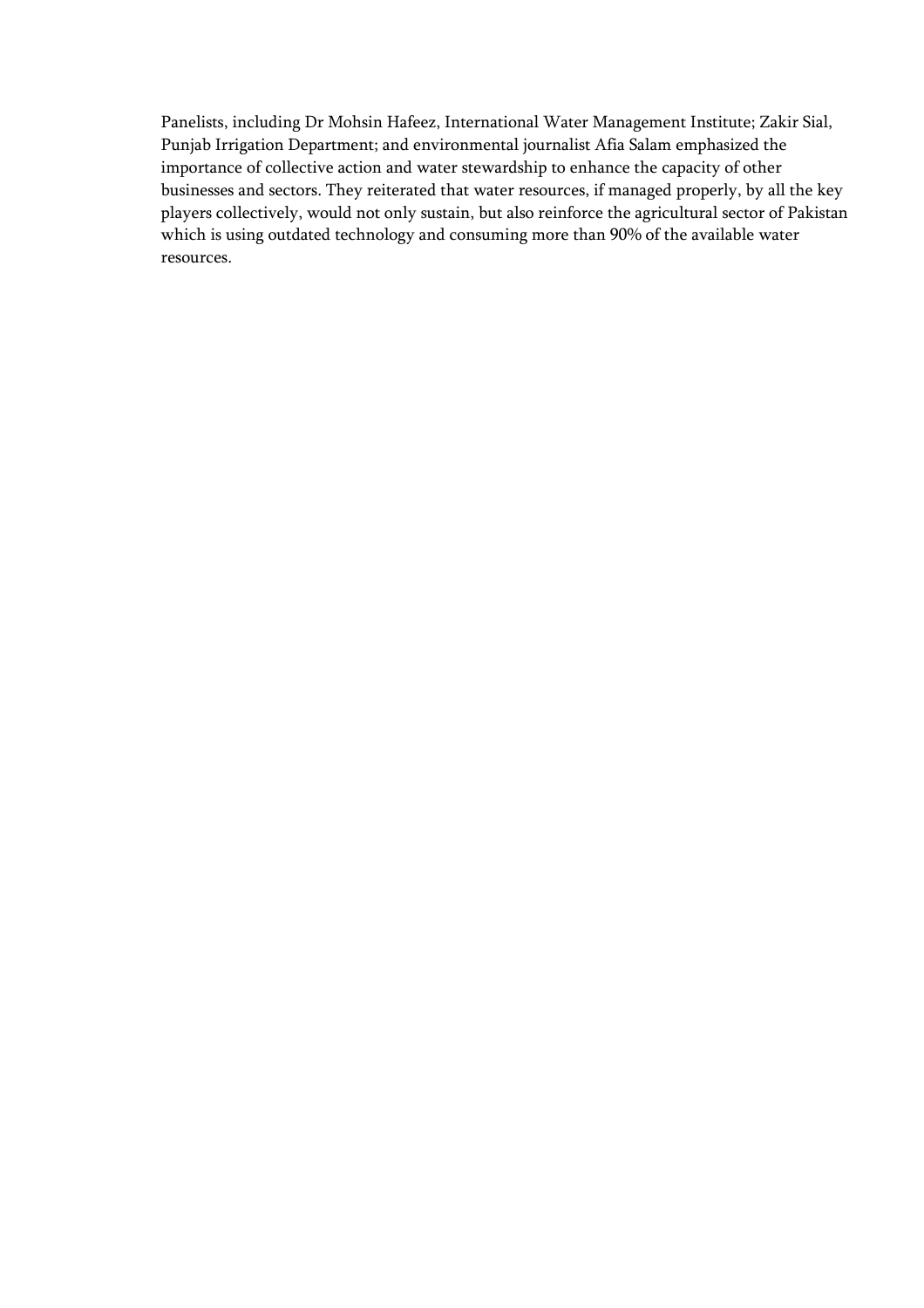Panelists, including Dr Mohsin Hafeez, International Water Management Institute; Zakir Sial, Punjab Irrigation Department; and environmental journalist Afia Salam emphasized the importance of collective action and water stewardship to enhance the capacity of other businesses and sectors. They reiterated that water resources, if managed properly, by all the key players collectively, would not only sustain, but also reinforce the agricultural sector of Pakistan which is using outdated technology and consuming more than 90% of the available water resources.